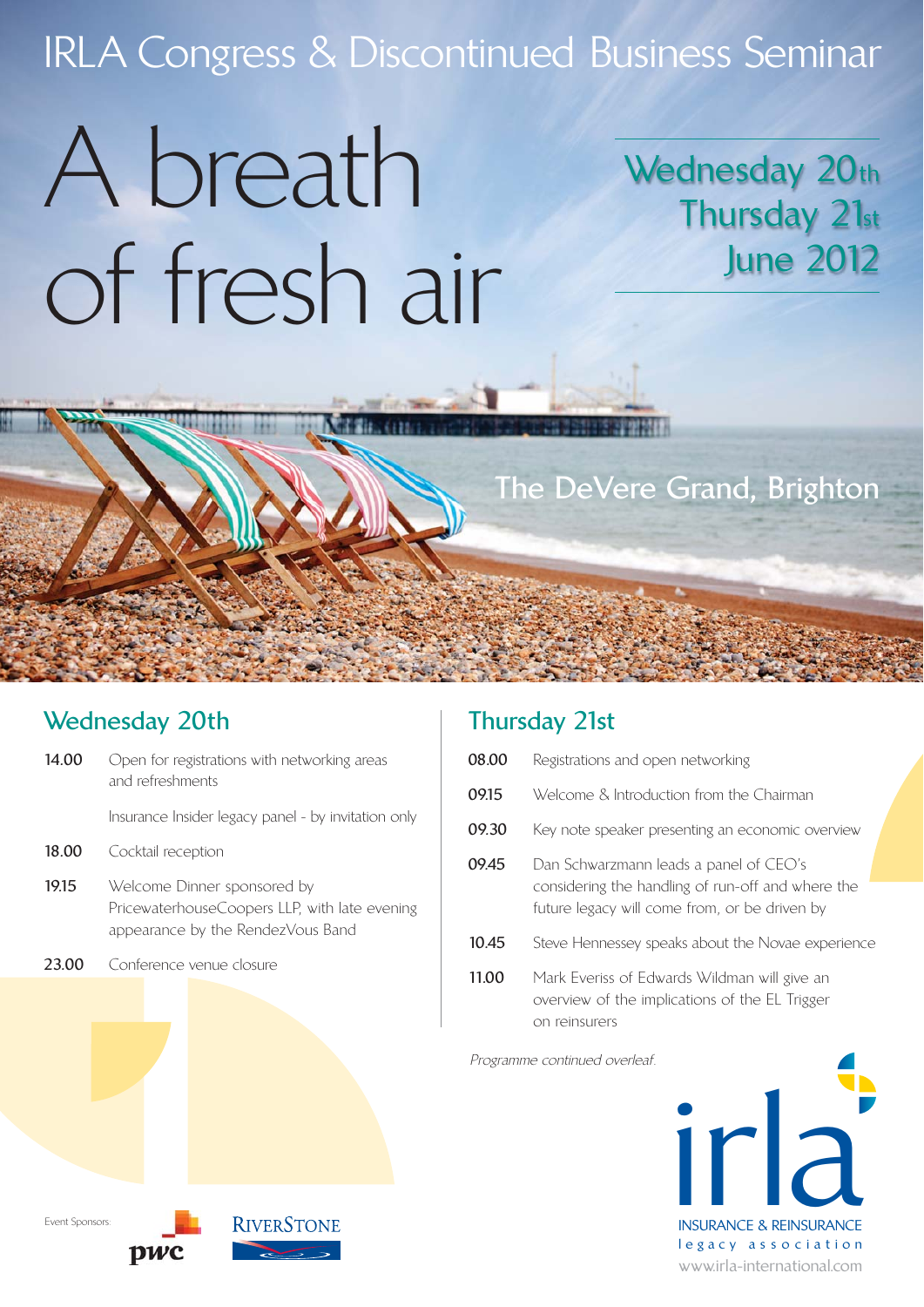# IRLA Congress & Discontinued Business Seminar

# A breath of fresh air

**Wednesday 20th**
**Thursday 21st**
**June 2012**

**The DeVere Grand, Brighton**

## Wednesday 20th

| | |
|---|---|
| **14.00** | Open for registrations with networking areas and refreshments |
| | Insurance Insider legacy panel - by invitation only |
| **18.00** | Cocktail reception |
| **19.15** | Welcome Dinner sponsored by PricewaterhouseCoopers LLP, with late evening appearance by the RendezVous Band |
| **23.00** | Conference venue closure |

## Thursday 21st

| | |
|---|---|
| **08.00** | Registrations and open networking |
| **09.15** | Welcome & Introduction from the Chairman |
| **09.30** | Key note speaker presenting an economic overview |
| **09.45** | Dan Schwarzmann leads a panel of CEO's considering the handling of run-off and where the future legacy will come from, or be driven by |
| **10.45** | Steve Hennessey speaks about the Novae experience |
| **11.00** | Mark Everiss of Edwards Wildman will give an overview of the implications of the EL Trigger on reinsurers |

*Programme continued overleaf.*

Event Sponsors: pwc, RiverStone

irla
INSURANCE & REINSURANCE
legacy association
www.irla-international.com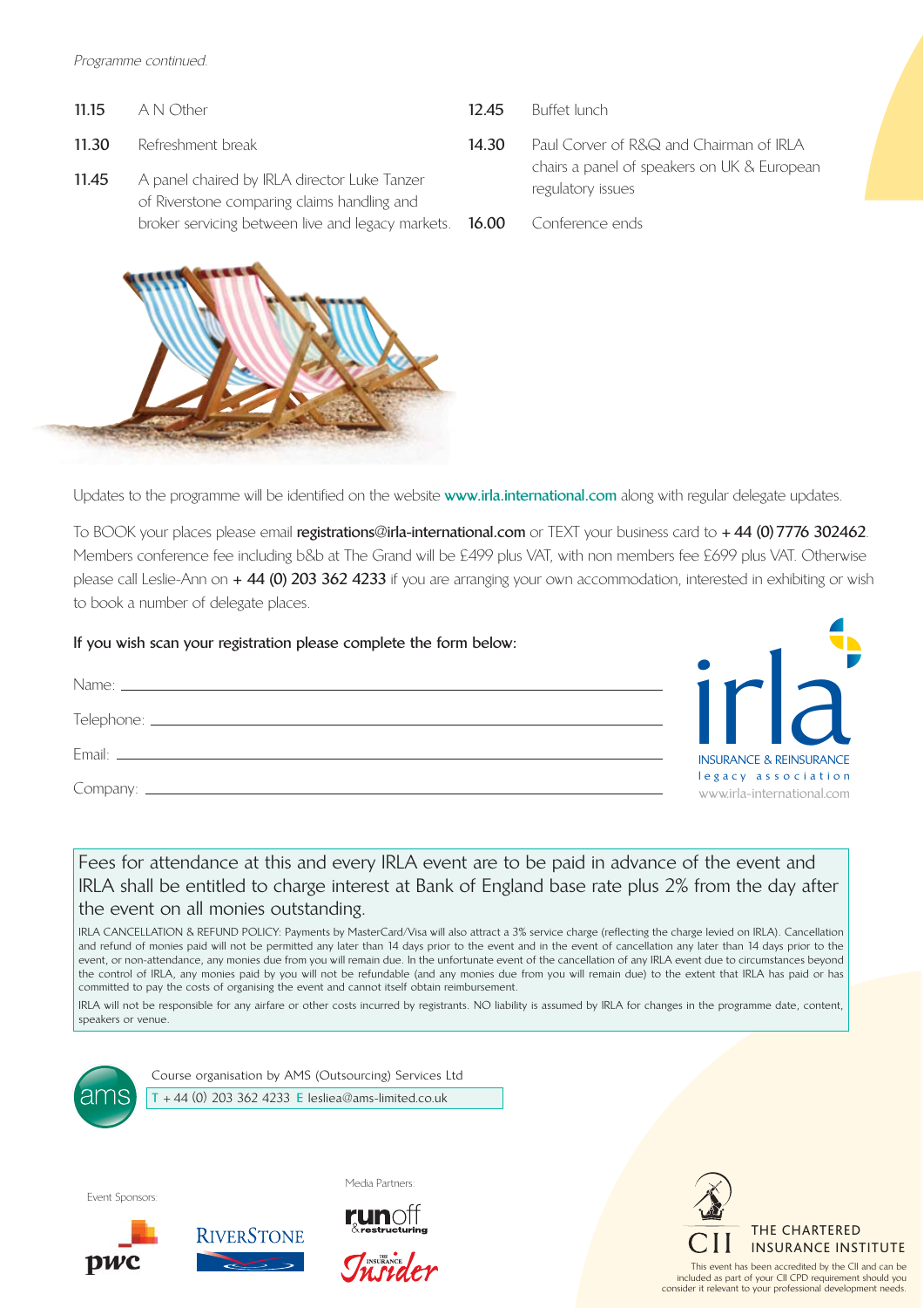*Programme continued.*

**11.15** A N Other

**11.30** Refreshment break

**11.45** A panel chaired by IRLA director Luke Tanzer of Riverstone comparing claims handling and broker servicing between live and legacy markets.

**12.45** Buffet lunch

**14.30** Paul Corver of R&Q and Chairman of IRLA chairs a panel of speakers on UK & European regulatory issues

**16.00** Conference ends

Updates to the programme will be identified on the website **www.irla.international.com** along with regular delegate updates.

To BOOK your places please email **registrations@irla-international.com** or TEXT your business card to **+ 44 (0) 7776 302462**. Members conference fee including b&b at The Grand will be £499 plus VAT, with non members fee £699 plus VAT. Otherwise please call Leslie-Ann on **+ 44 (0) 203 362 4233** if you are arranging your own accommodation, interested in exhibiting or wish to book a number of delegate places.

**If you wish scan your registration please complete the form below:**

Name: ______________________________

Telephone: ______________________________

Email: ______________________________

Company: ______________________________

irla
INSURANCE & REINSURANCE
legacy association
www.irla-international.com

Fees for attendance at this and every IRLA event are to be paid in advance of the event and IRLA shall be entitled to charge interest at Bank of England base rate plus 2% from the day after the event on all monies outstanding.

IRLA CANCELLATION & REFUND POLICY: Payments by MasterCard/Visa will also attract a 3% service charge (reflecting the charge levied on IRLA). Cancellation and refund of monies paid will not be permitted any later than 14 days prior to the event and in the event of cancellation any later than 14 days prior to the event, or non-attendance, any monies due from you will remain due. In the unfortunate event of the cancellation of any IRLA event due to circumstances beyond the control of IRLA, any monies paid by you will not be refundable (and any monies due from you will remain due) to the extent that IRLA has paid or has committed to pay the costs of organising the event and cannot itself obtain reimbursement.

IRLA will not be responsible for any airfare or other costs incurred by registrants. NO liability is assumed by IRLA for changes in the programme date, content, speakers or venue.

ams

Course organisation by AMS (Outsourcing) Services Ltd
T + 44 (0) 203 362 4233 E lesliea@ams-limited.co.uk

Event Sponsors:

pwc

RIVERSTONE

Media Partners:

runoff & restructuring

The Insurance Insider

CII THE CHARTERED INSURANCE INSTITUTE

This event has been accredited by the CII and can be included as part of your CII CPD requirement should you consider it relevant to your professional development needs.